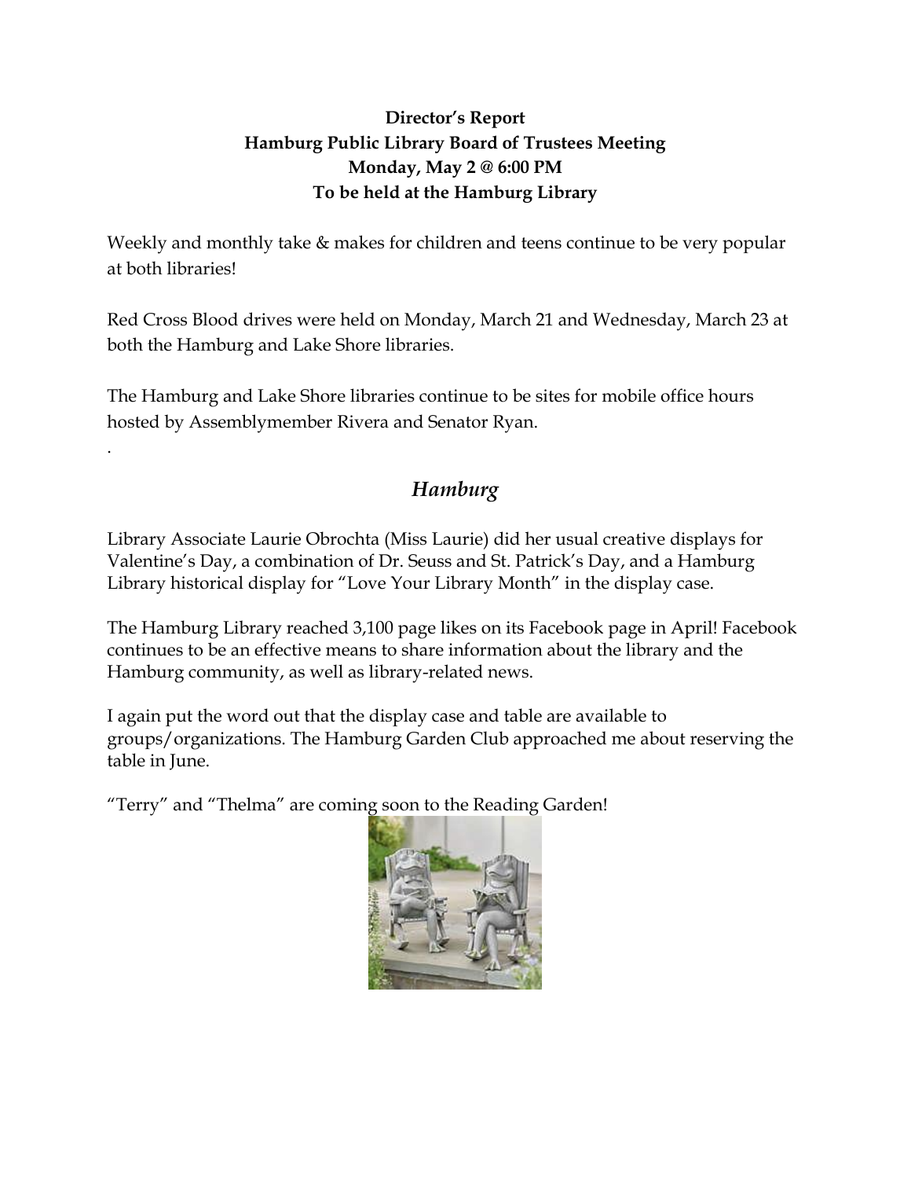**Director's Report**
**Hamburg Public Library Board of Trustees Meeting**
**Monday, May 2 @ 6:00 PM**
**To be held at the Hamburg Library**

Weekly and monthly take & makes for children and teens continue to be very popular at both libraries!

Red Cross Blood drives were held on Monday, March 21 and Wednesday, March 23 at both the Hamburg and Lake Shore libraries.

The Hamburg and Lake Shore libraries continue to be sites for mobile office hours hosted by Assemblymember Rivera and Senator Ryan.

.

## *Hamburg*

Library Associate Laurie Obrochta (Miss Laurie) did her usual creative displays for Valentine's Day, a combination of Dr. Seuss and St. Patrick's Day, and a Hamburg Library historical display for "Love Your Library Month" in the display case.

The Hamburg Library reached 3,100 page likes on its Facebook page in April! Facebook continues to be an effective means to share information about the library and the Hamburg community, as well as library-related news.

I again put the word out that the display case and table are available to groups/organizations. The Hamburg Garden Club approached me about reserving the table in June.

"Terry" and "Thelma" are coming soon to the Reading Garden!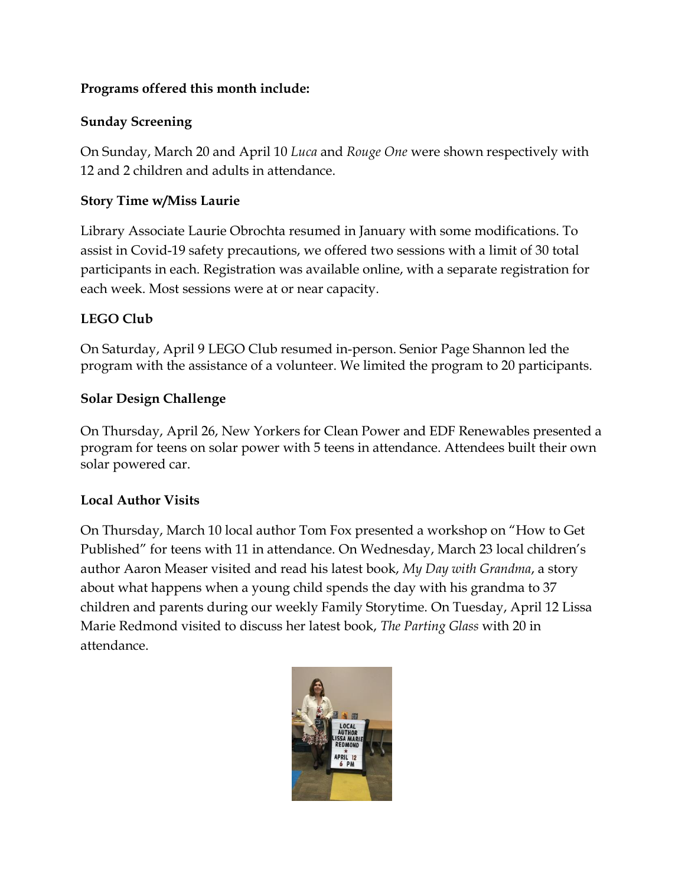**Programs offered this month include:**

**Sunday Screening**

On Sunday, March 20 and April 10 *Luca* and *Rouge One* were shown respectively with 12 and 2 children and adults in attendance.

**Story Time w/Miss Laurie**

Library Associate Laurie Obrochta resumed in January with some modifications. To assist in Covid-19 safety precautions, we offered two sessions with a limit of 30 total participants in each. Registration was available online, with a separate registration for each week. Most sessions were at or near capacity.

**LEGO Club**

On Saturday, April 9 LEGO Club resumed in-person. Senior Page Shannon led the program with the assistance of a volunteer. We limited the program to 20 participants.

**Solar Design Challenge**

On Thursday, April 26, New Yorkers for Clean Power and EDF Renewables presented a program for teens on solar power with 5 teens in attendance. Attendees built their own solar powered car.

**Local Author Visits**

On Thursday, March 10 local author Tom Fox presented a workshop on "How to Get Published" for teens with 11 in attendance. On Wednesday, March 23 local children's author Aaron Measer visited and read his latest book, *My Day with Grandma*, a story about what happens when a young child spends the day with his grandma to 37 children and parents during our weekly Family Storytime. On Tuesday, April 12 Lissa Marie Redmond visited to discuss her latest book, *The Parting Glass* with 20 in attendance.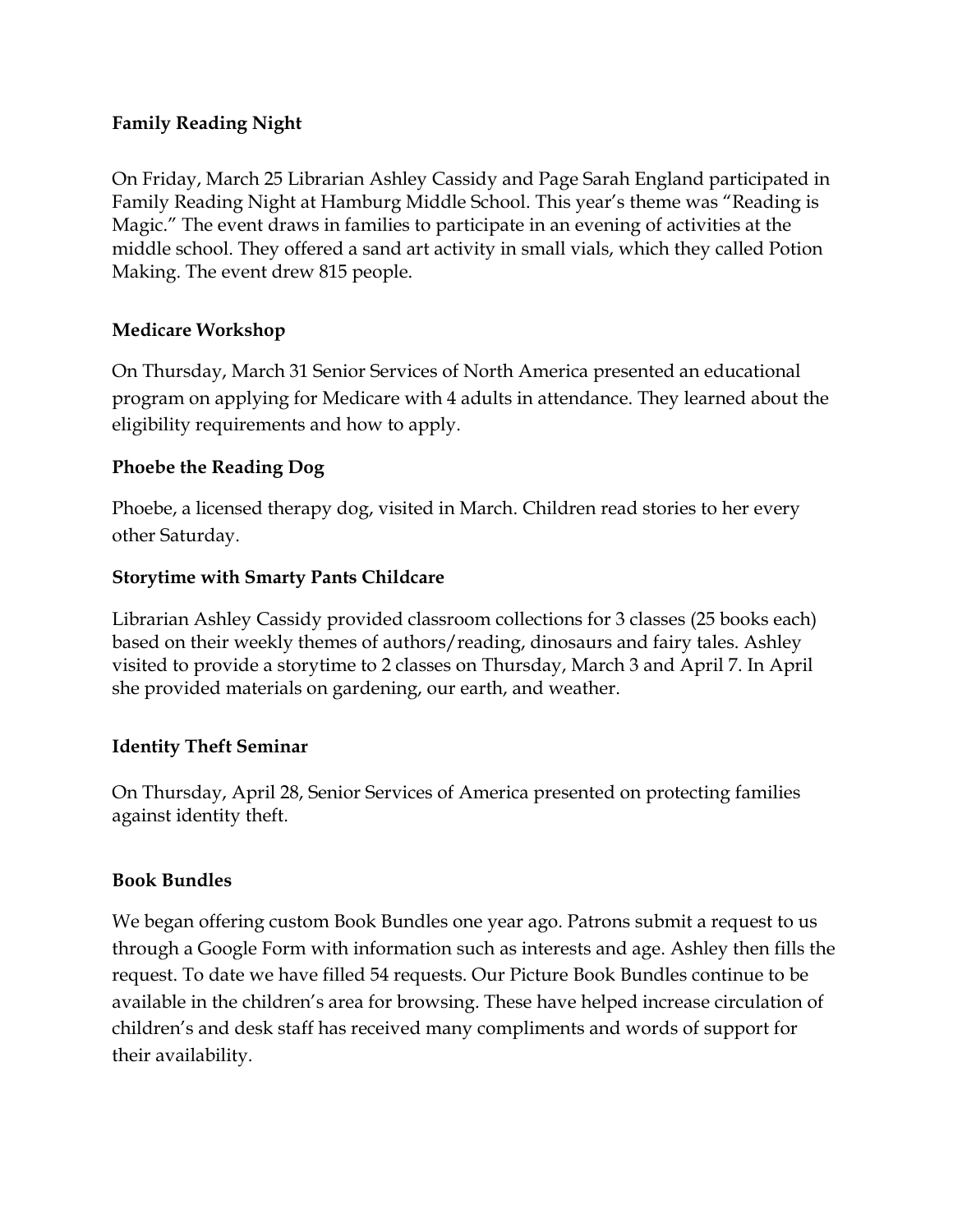**Family Reading Night**

On Friday, March 25 Librarian Ashley Cassidy and Page Sarah England participated in Family Reading Night at Hamburg Middle School. This year's theme was "Reading is Magic." The event draws in families to participate in an evening of activities at the middle school. They offered a sand art activity in small vials, which they called Potion Making. The event drew 815 people.

**Medicare Workshop**

On Thursday, March 31 Senior Services of North America presented an educational program on applying for Medicare with 4 adults in attendance. They learned about the eligibility requirements and how to apply.

**Phoebe the Reading Dog**

Phoebe, a licensed therapy dog, visited in March. Children read stories to her every other Saturday.

**Storytime with Smarty Pants Childcare**

Librarian Ashley Cassidy provided classroom collections for 3 classes (25 books each) based on their weekly themes of authors/reading, dinosaurs and fairy tales. Ashley visited to provide a storytime to 2 classes on Thursday, March 3 and April 7. In April she provided materials on gardening, our earth, and weather.

**Identity Theft Seminar**

On Thursday, April 28, Senior Services of America presented on protecting families against identity theft.

**Book Bundles**

We began offering custom Book Bundles one year ago. Patrons submit a request to us through a Google Form with information such as interests and age. Ashley then fills the request. To date we have filled 54 requests. Our Picture Book Bundles continue to be available in the children's area for browsing. These have helped increase circulation of children's and desk staff has received many compliments and words of support for their availability.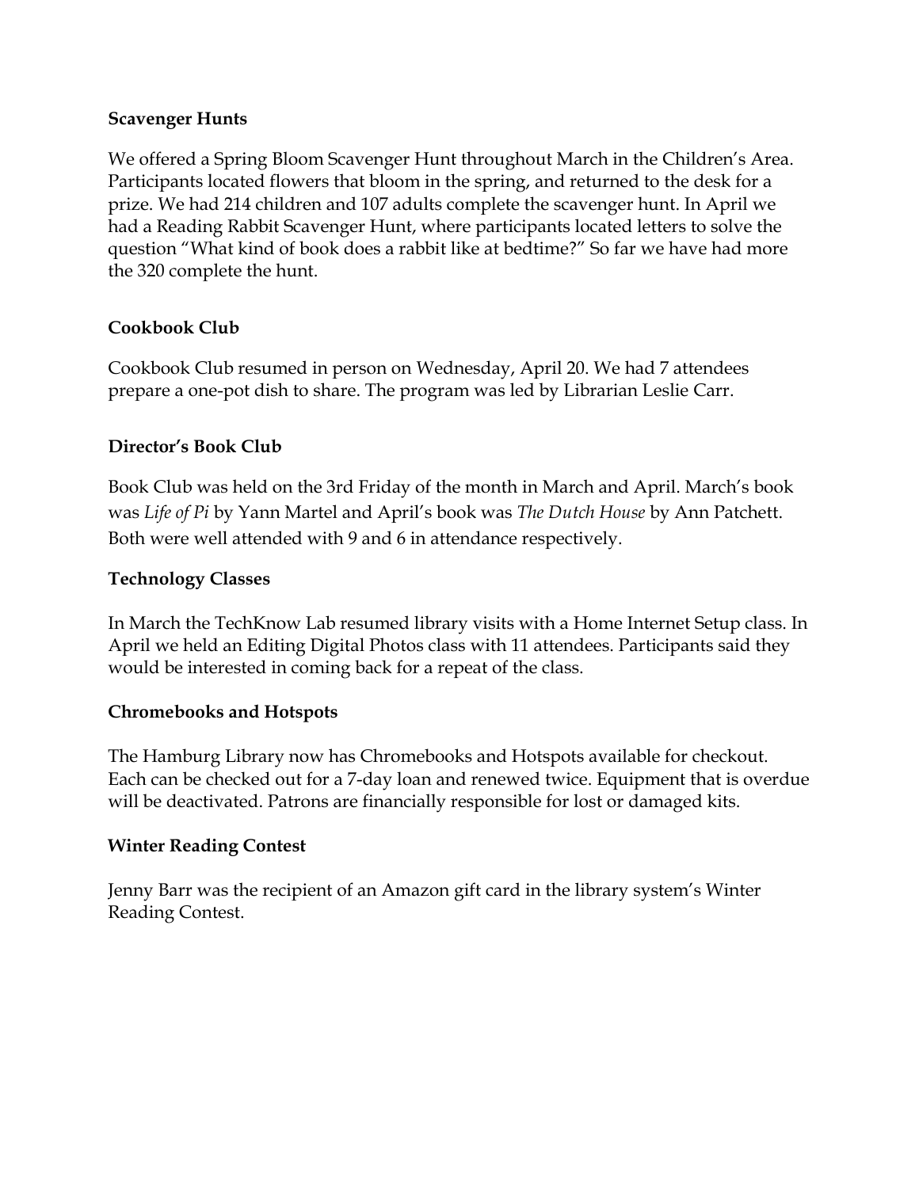**Scavenger Hunts**

We offered a Spring Bloom Scavenger Hunt throughout March in the Children's Area. Participants located flowers that bloom in the spring, and returned to the desk for a prize. We had 214 children and 107 adults complete the scavenger hunt. In April we had a Reading Rabbit Scavenger Hunt, where participants located letters to solve the question "What kind of book does a rabbit like at bedtime?" So far we have had more the 320 complete the hunt.

**Cookbook Club**

Cookbook Club resumed in person on Wednesday, April 20. We had 7 attendees prepare a one-pot dish to share. The program was led by Librarian Leslie Carr.

**Director's Book Club**

Book Club was held on the 3rd Friday of the month in March and April. March's book was *Life of Pi* by Yann Martel and April's book was *The Dutch House* by Ann Patchett. Both were well attended with 9 and 6 in attendance respectively.

**Technology Classes**

In March the TechKnow Lab resumed library visits with a Home Internet Setup class. In April we held an Editing Digital Photos class with 11 attendees. Participants said they would be interested in coming back for a repeat of the class.

**Chromebooks and Hotspots**

The Hamburg Library now has Chromebooks and Hotspots available for checkout. Each can be checked out for a 7-day loan and renewed twice. Equipment that is overdue will be deactivated. Patrons are financially responsible for lost or damaged kits.

**Winter Reading Contest**

Jenny Barr was the recipient of an Amazon gift card in the library system's Winter Reading Contest.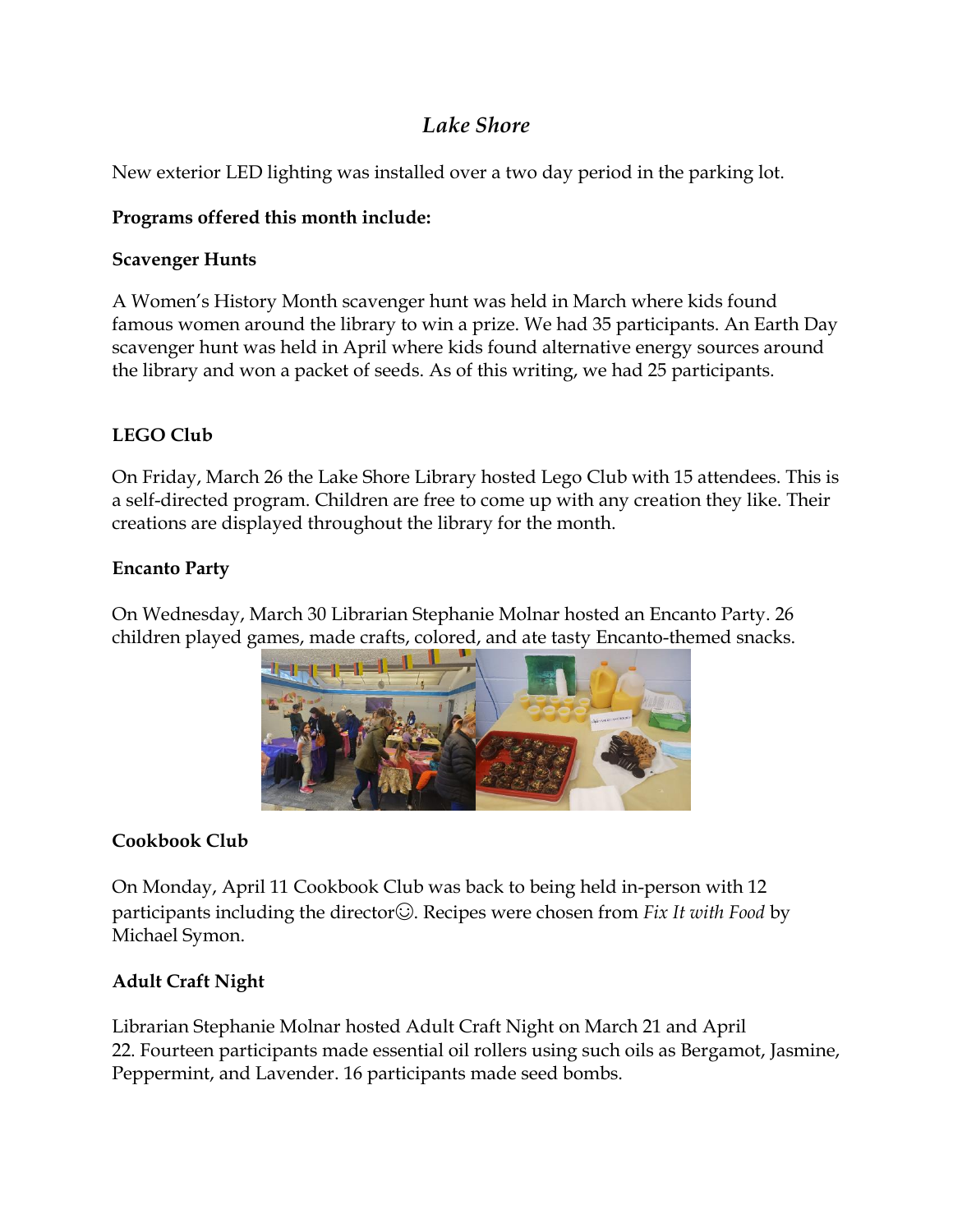# *Lake Shore*

New exterior LED lighting was installed over a two day period in the parking lot.

**Programs offered this month include:**

**Scavenger Hunts**

A Women's History Month scavenger hunt was held in March where kids found famous women around the library to win a prize. We had 35 participants. An Earth Day scavenger hunt was held in April where kids found alternative energy sources around the library and won a packet of seeds. As of this writing, we had 25 participants.

**LEGO Club**

On Friday, March 26 the Lake Shore Library hosted Lego Club with 15 attendees. This is a self-directed program. Children are free to come up with any creation they like. Their creations are displayed throughout the library for the month.

**Encanto Party**

On Wednesday, March 30 Librarian Stephanie Molnar hosted an Encanto Party. 26 children played games, made crafts, colored, and ate tasty Encanto-themed snacks.

**Cookbook Club**

On Monday, April 11 Cookbook Club was back to being held in-person with 12 participants including the director☺. Recipes were chosen from *Fix It with Food* by Michael Symon.

**Adult Craft Night**

Librarian Stephanie Molnar hosted Adult Craft Night on March 21 and April 22. Fourteen participants made essential oil rollers using such oils as Bergamot, Jasmine, Peppermint, and Lavender. 16 participants made seed bombs.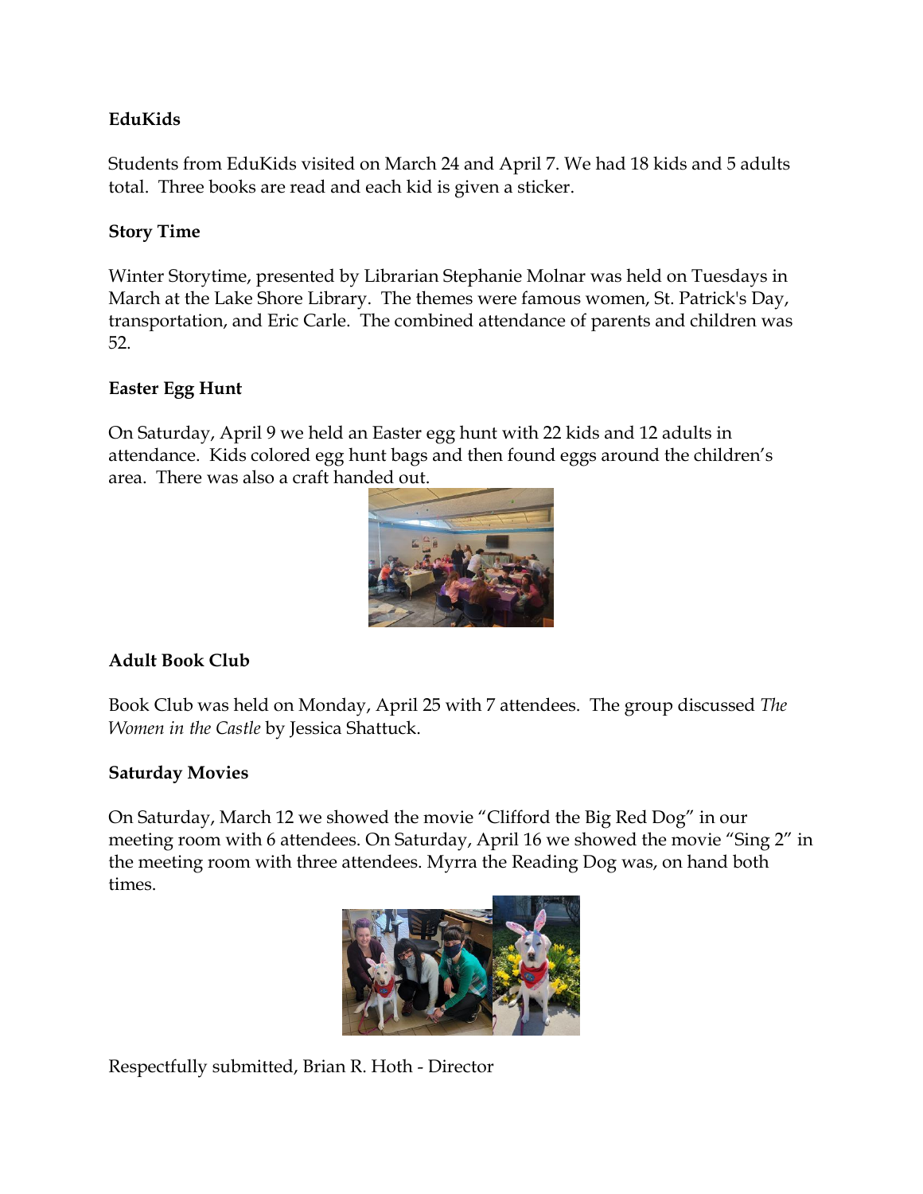**EduKids**

Students from EduKids visited on March 24 and April 7. We had 18 kids and 5 adults total. Three books are read and each kid is given a sticker.

**Story Time**

Winter Storytime, presented by Librarian Stephanie Molnar was held on Tuesdays in March at the Lake Shore Library. The themes were famous women, St. Patrick's Day, transportation, and Eric Carle. The combined attendance of parents and children was 52.

**Easter Egg Hunt**

On Saturday, April 9 we held an Easter egg hunt with 22 kids and 12 adults in attendance. Kids colored egg hunt bags and then found eggs around the children's area. There was also a craft handed out.

**Adult Book Club**

Book Club was held on Monday, April 25 with 7 attendees. The group discussed *The Women in the Castle* by Jessica Shattuck.

**Saturday Movies**

On Saturday, March 12 we showed the movie "Clifford the Big Red Dog" in our meeting room with 6 attendees. On Saturday, April 16 we showed the movie "Sing 2" in the meeting room with three attendees. Myrra the Reading Dog was, on hand both times.

Respectfully submitted, Brian R. Hoth - Director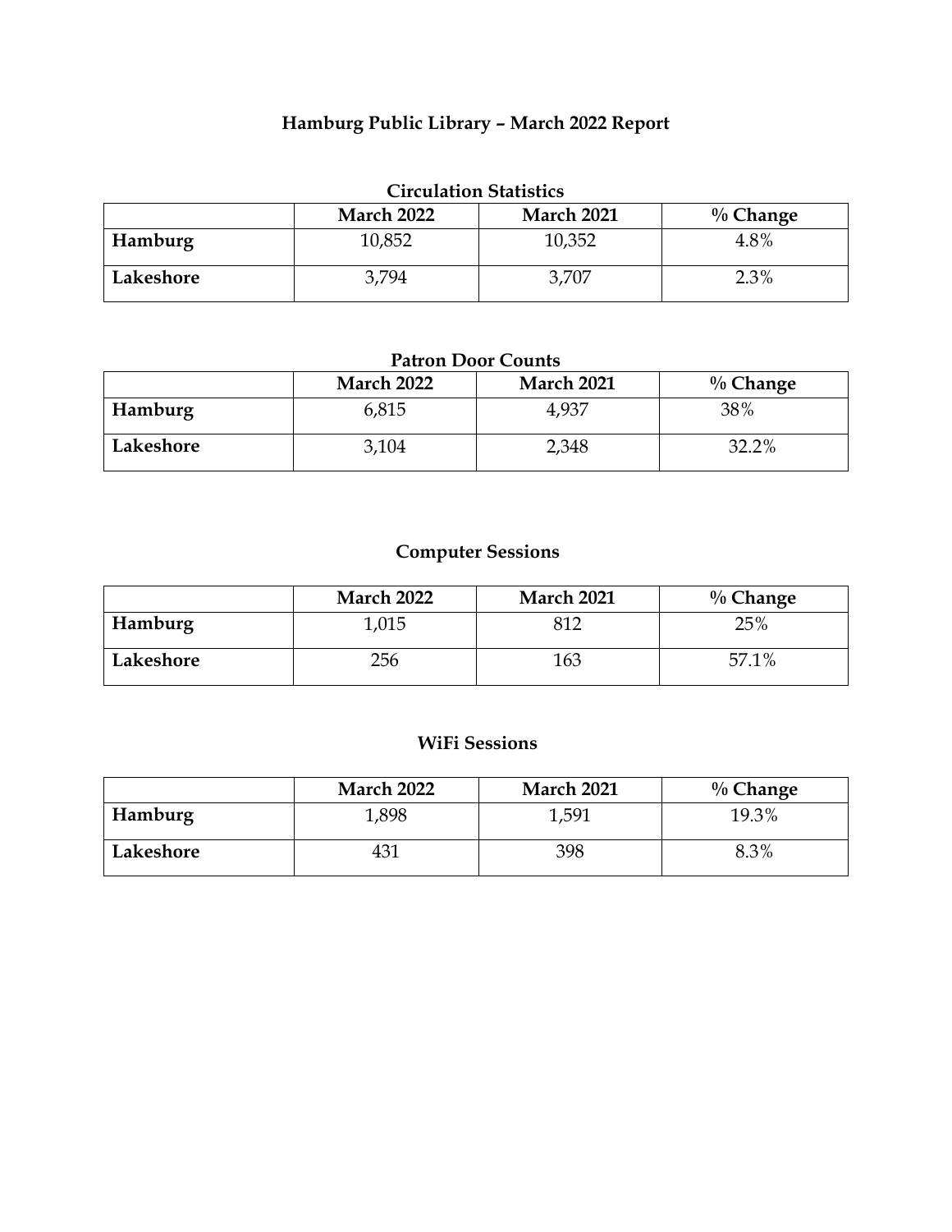# Hamburg Public Library – March 2022 Report

## Circulation Statistics

| | March 2022 | March 2021 | % Change |
|---|---|---|---|
| **Hamburg** | 10,852 | 10,352 | 4.8% |
| **Lakeshore** | 3,794 | 3,707 | 2.3% |

## Patron Door Counts

| | March 2022 | March 2021 | % Change |
|---|---|---|---|
| **Hamburg** | 6,815 | 4,937 | 38% |
| **Lakeshore** | 3,104 | 2,348 | 32.2% |

## Computer Sessions

| | March 2022 | March 2021 | % Change |
|---|---|---|---|
| **Hamburg** | 1,015 | 812 | 25% |
| **Lakeshore** | 256 | 163 | 57.1% |

## WiFi Sessions

| | March 2022 | March 2021 | % Change |
|---|---|---|---|
| **Hamburg** | 1,898 | 1,591 | 19.3% |
| **Lakeshore** | 431 | 398 | 8.3% |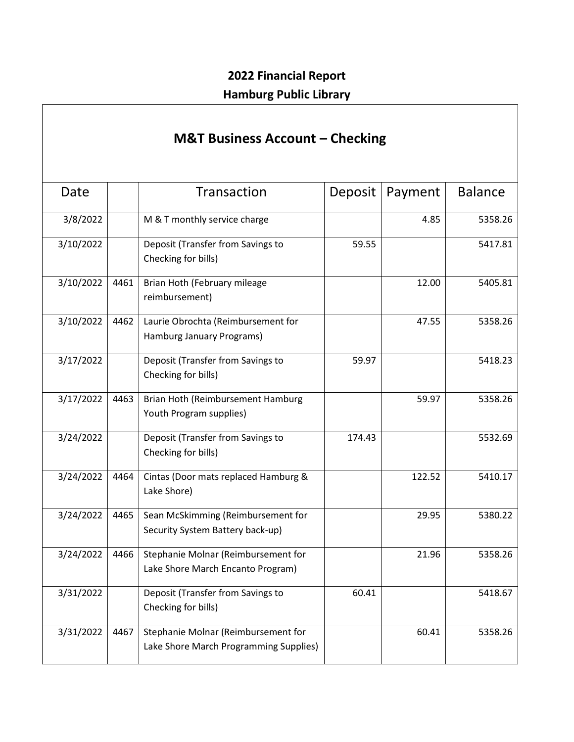**2022 Financial Report**

**Hamburg Public Library**

## M&T Business Account – Checking

| Date | | Transaction | Deposit | Payment | Balance |
|---|---|---|---|---|---|
| 3/8/2022 | | M & T monthly service charge | | 4.85 | 5358.26 |
| 3/10/2022 | | Deposit (Transfer from Savings to Checking for bills) | 59.55 | | 5417.81 |
| 3/10/2022 | 4461 | Brian Hoth (February mileage reimbursement) | | 12.00 | 5405.81 |
| 3/10/2022 | 4462 | Laurie Obrochta (Reimbursement for Hamburg January Programs) | | 47.55 | 5358.26 |
| 3/17/2022 | | Deposit (Transfer from Savings to Checking for bills) | 59.97 | | 5418.23 |
| 3/17/2022 | 4463 | Brian Hoth (Reimbursement Hamburg Youth Program supplies) | | 59.97 | 5358.26 |
| 3/24/2022 | | Deposit (Transfer from Savings to Checking for bills) | 174.43 | | 5532.69 |
| 3/24/2022 | 4464 | Cintas (Door mats replaced Hamburg & Lake Shore) | | 122.52 | 5410.17 |
| 3/24/2022 | 4465 | Sean McSkimming (Reimbursement for Security System Battery back-up) | | 29.95 | 5380.22 |
| 3/24/2022 | 4466 | Stephanie Molnar (Reimbursement for Lake Shore March Encanto Program) | | 21.96 | 5358.26 |
| 3/31/2022 | | Deposit (Transfer from Savings to Checking for bills) | 60.41 | | 5418.67 |
| 3/31/2022 | 4467 | Stephanie Molnar (Reimbursement for Lake Shore March Programming Supplies) | | 60.41 | 5358.26 |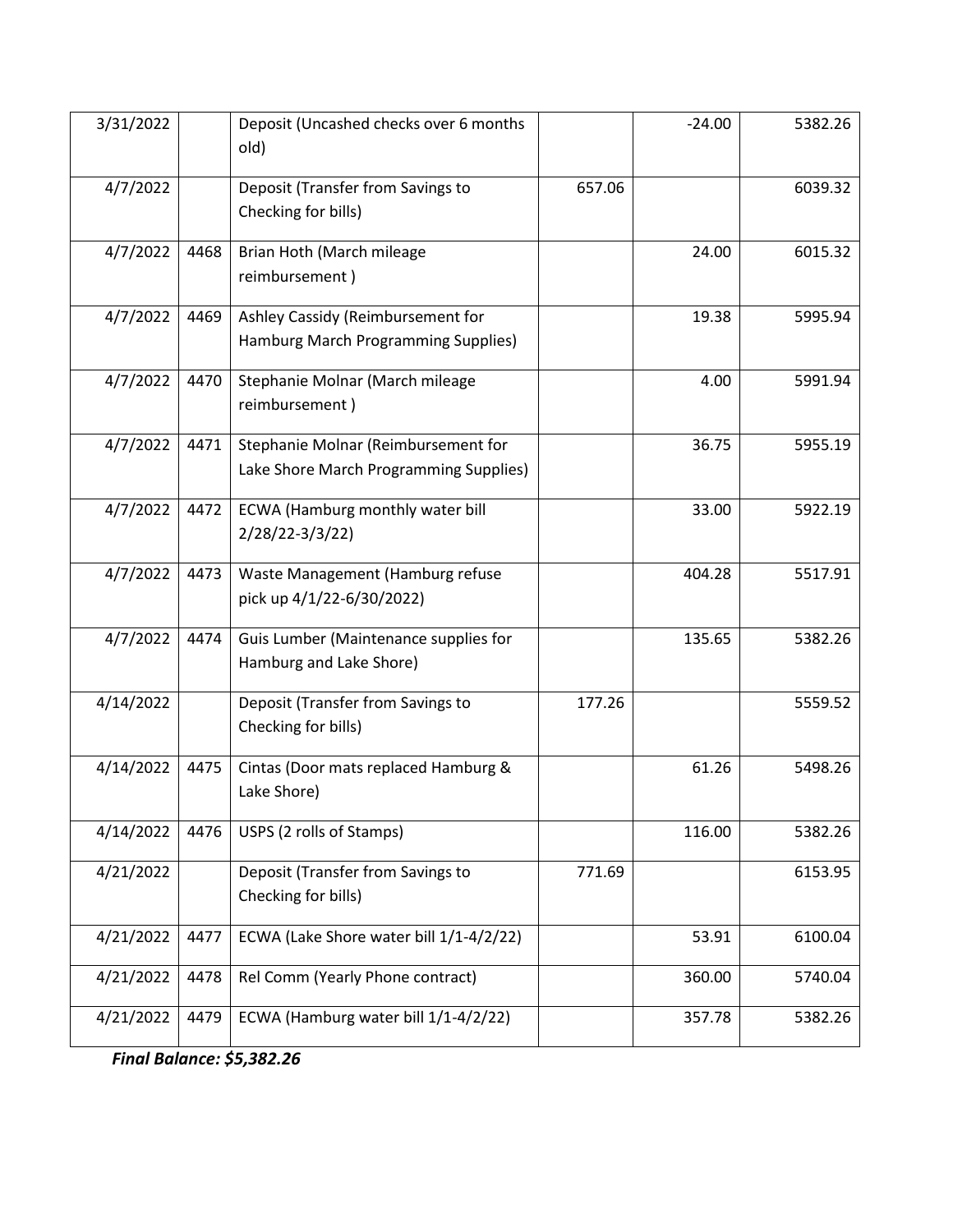| | | | | | |
|---|---|---|---|---|---|
| 3/31/2022 | | Deposit (Uncashed checks over 6 months old) | | -24.00 | 5382.26 |
| 4/7/2022 | | Deposit (Transfer from Savings to Checking for bills) | 657.06 | | 6039.32 |
| 4/7/2022 | 4468 | Brian Hoth (March mileage reimbursement ) | | 24.00 | 6015.32 |
| 4/7/2022 | 4469 | Ashley Cassidy (Reimbursement for Hamburg March Programming Supplies) | | 19.38 | 5995.94 |
| 4/7/2022 | 4470 | Stephanie Molnar (March mileage reimbursement ) | | 4.00 | 5991.94 |
| 4/7/2022 | 4471 | Stephanie Molnar (Reimbursement for Lake Shore March Programming Supplies) | | 36.75 | 5955.19 |
| 4/7/2022 | 4472 | ECWA (Hamburg monthly water bill 2/28/22-3/3/22) | | 33.00 | 5922.19 |
| 4/7/2022 | 4473 | Waste Management (Hamburg refuse pick up 4/1/22-6/30/2022) | | 404.28 | 5517.91 |
| 4/7/2022 | 4474 | Guis Lumber (Maintenance supplies for Hamburg and Lake Shore) | | 135.65 | 5382.26 |
| 4/14/2022 | | Deposit (Transfer from Savings to Checking for bills) | 177.26 | | 5559.52 |
| 4/14/2022 | 4475 | Cintas (Door mats replaced Hamburg & Lake Shore) | | 61.26 | 5498.26 |
| 4/14/2022 | 4476 | USPS (2 rolls of Stamps) | | 116.00 | 5382.26 |
| 4/21/2022 | | Deposit (Transfer from Savings to Checking for bills) | 771.69 | | 6153.95 |
| 4/21/2022 | 4477 | ECWA (Lake Shore water bill 1/1-4/2/22) | | 53.91 | 6100.04 |
| 4/21/2022 | 4478 | Rel Comm (Yearly Phone contract) | | 360.00 | 5740.04 |
| 4/21/2022 | 4479 | ECWA (Hamburg water bill 1/1-4/2/22) | | 357.78 | 5382.26 |

***Final Balance: $5,382.26***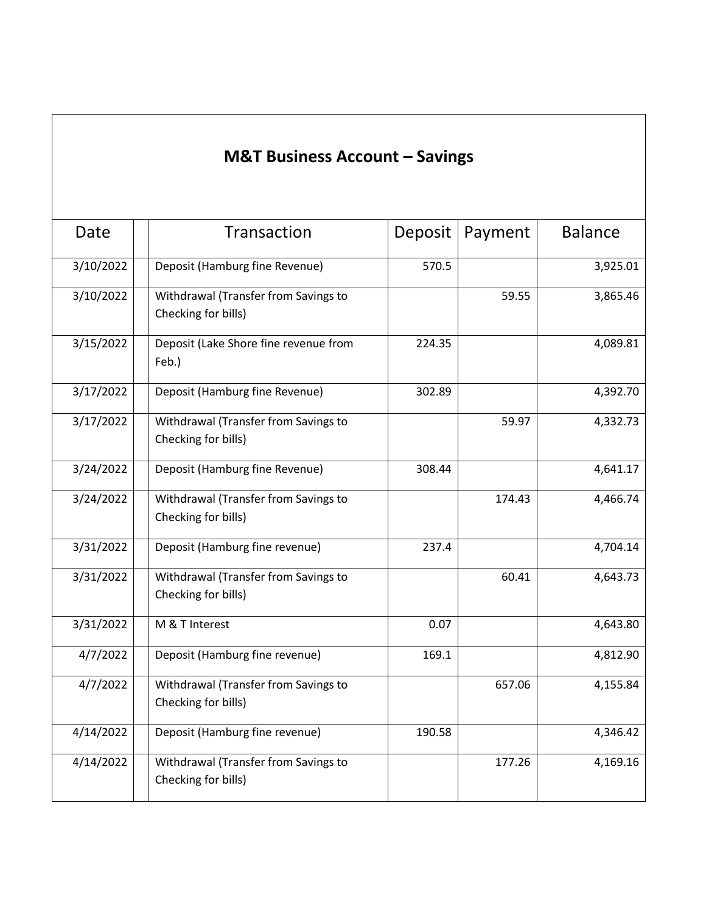## M&T Business Account – Savings

| Date | | Transaction | Deposit | Payment | Balance |
|---|---|---|---|---|---|
| 3/10/2022 | | Deposit (Hamburg fine Revenue) | 570.5 | | 3,925.01 |
| 3/10/2022 | | Withdrawal (Transfer from Savings to Checking for bills) | | 59.55 | 3,865.46 |
| 3/15/2022 | | Deposit (Lake Shore fine revenue from Feb.) | 224.35 | | 4,089.81 |
| 3/17/2022 | | Deposit (Hamburg fine Revenue) | 302.89 | | 4,392.70 |
| 3/17/2022 | | Withdrawal (Transfer from Savings to Checking for bills) | | 59.97 | 4,332.73 |
| 3/24/2022 | | Deposit (Hamburg fine Revenue) | 308.44 | | 4,641.17 |
| 3/24/2022 | | Withdrawal (Transfer from Savings to Checking for bills) | | 174.43 | 4,466.74 |
| 3/31/2022 | | Deposit (Hamburg fine revenue) | 237.4 | | 4,704.14 |
| 3/31/2022 | | Withdrawal (Transfer from Savings to Checking for bills) | | 60.41 | 4,643.73 |
| 3/31/2022 | | M & T Interest | 0.07 | | 4,643.80 |
| 4/7/2022 | | Deposit (Hamburg fine revenue) | 169.1 | | 4,812.90 |
| 4/7/2022 | | Withdrawal (Transfer from Savings to Checking for bills) | | 657.06 | 4,155.84 |
| 4/14/2022 | | Deposit (Hamburg fine revenue) | 190.58 | | 4,346.42 |
| 4/14/2022 | | Withdrawal (Transfer from Savings to Checking for bills) | | 177.26 | 4,169.16 |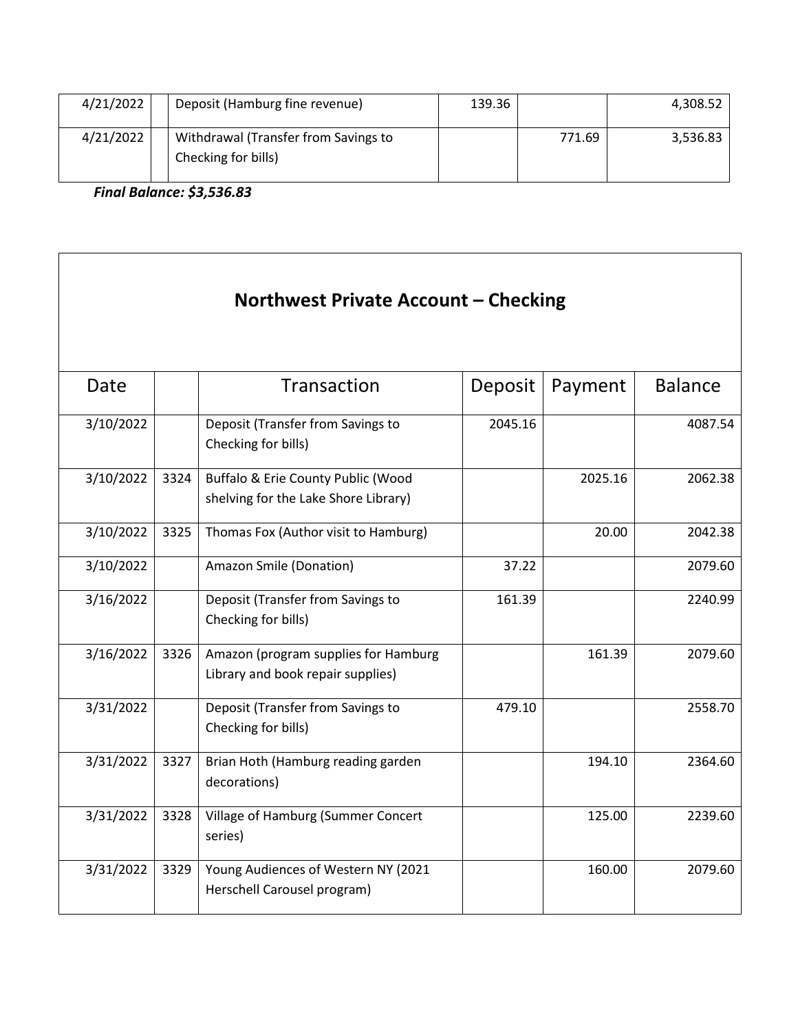| 4/21/2022 | | Deposit (Hamburg fine revenue) | 139.36 | | 4,308.52 |
|---|---|---|---|---|---|
| 4/21/2022 | | Withdrawal (Transfer from Savings to Checking for bills) | | 771.69 | 3,536.83 |

***Final Balance: $3,536.83***

## Northwest Private Account – Checking

| Date | | Transaction | Deposit | Payment | Balance |
|---|---|---|---|---|---|
| 3/10/2022 | | Deposit (Transfer from Savings to Checking for bills) | 2045.16 | | 4087.54 |
| 3/10/2022 | 3324 | Buffalo & Erie County Public (Wood shelving for the Lake Shore Library) | | 2025.16 | 2062.38 |
| 3/10/2022 | 3325 | Thomas Fox (Author visit to Hamburg) | | 20.00 | 2042.38 |
| 3/10/2022 | | Amazon Smile (Donation) | 37.22 | | 2079.60 |
| 3/16/2022 | | Deposit (Transfer from Savings to Checking for bills) | 161.39 | | 2240.99 |
| 3/16/2022 | 3326 | Amazon (program supplies for Hamburg Library and book repair supplies) | | 161.39 | 2079.60 |
| 3/31/2022 | | Deposit (Transfer from Savings to Checking for bills) | 479.10 | | 2558.70 |
| 3/31/2022 | 3327 | Brian Hoth (Hamburg reading garden decorations) | | 194.10 | 2364.60 |
| 3/31/2022 | 3328 | Village of Hamburg (Summer Concert series) | | 125.00 | 2239.60 |
| 3/31/2022 | 3329 | Young Audiences of Western NY (2021 Herschell Carousel program) | | 160.00 | 2079.60 |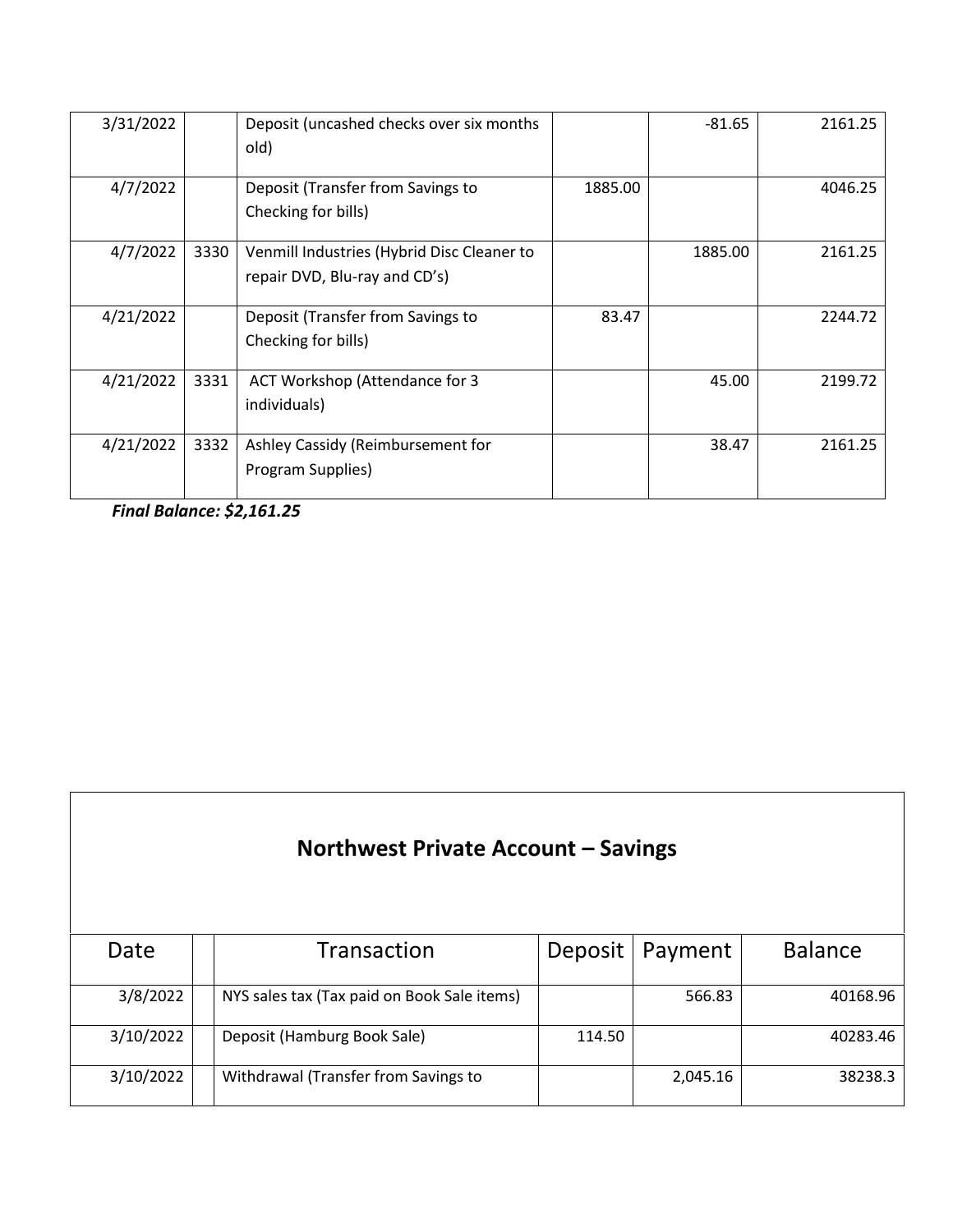| 3/31/2022 | | Deposit (uncashed checks over six months old) | | -81.65 | 2161.25 |
|---|---|---|---|---|---|
| 4/7/2022 | | Deposit (Transfer from Savings to Checking for bills) | 1885.00 | | 4046.25 |
| 4/7/2022 | 3330 | Venmill Industries (Hybrid Disc Cleaner to repair DVD, Blu-ray and CD's) | | 1885.00 | 2161.25 |
| 4/21/2022 | | Deposit (Transfer from Savings to Checking for bills) | 83.47 | | 2244.72 |
| 4/21/2022 | 3331 | ACT Workshop (Attendance for 3 individuals) | | 45.00 | 2199.72 |
| 4/21/2022 | 3332 | Ashley Cassidy (Reimbursement for Program Supplies) | | 38.47 | 2161.25 |

***Final Balance: $2,161.25***

## Northwest Private Account – Savings

| Date | | Transaction | Deposit | Payment | Balance |
|---|---|---|---|---|---|
| 3/8/2022 | | NYS sales tax (Tax paid on Book Sale items) | | 566.83 | 40168.96 |
| 3/10/2022 | | Deposit (Hamburg Book Sale) | 114.50 | | 40283.46 |
| 3/10/2022 | | Withdrawal (Transfer from Savings to | | 2,045.16 | 38238.3 |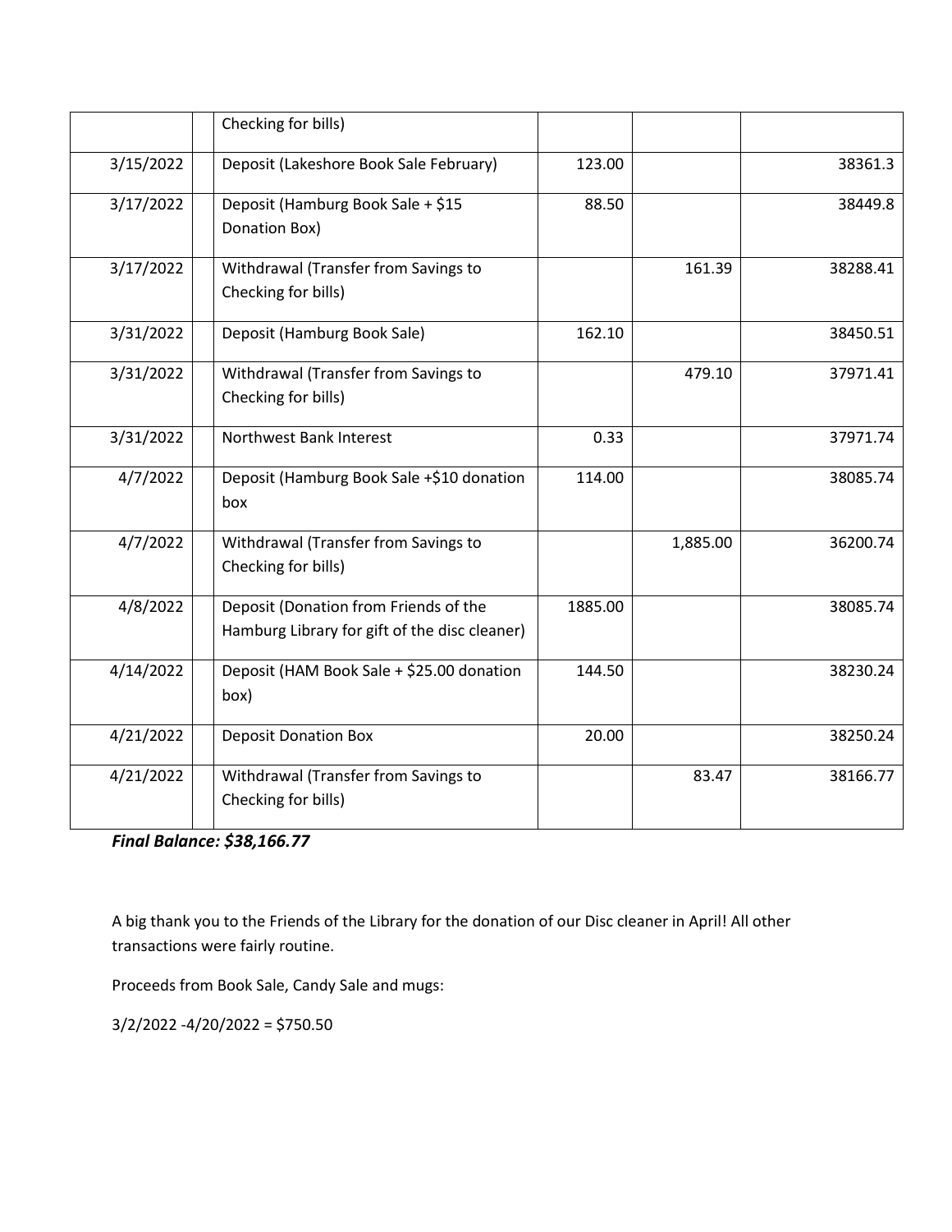| | | | | | |
|---|---|---|---|---|---|
| | | Checking for bills) | | | |
| 3/15/2022 | | Deposit (Lakeshore Book Sale February) | 123.00 | | 38361.3 |
| 3/17/2022 | | Deposit (Hamburg Book Sale + $15 Donation Box) | 88.50 | | 38449.8 |
| 3/17/2022 | | Withdrawal (Transfer from Savings to Checking for bills) | | 161.39 | 38288.41 |
| 3/31/2022 | | Deposit (Hamburg Book Sale) | 162.10 | | 38450.51 |
| 3/31/2022 | | Withdrawal (Transfer from Savings to Checking for bills) | | 479.10 | 37971.41 |
| 3/31/2022 | | Northwest Bank Interest | 0.33 | | 37971.74 |
| 4/7/2022 | | Deposit (Hamburg Book Sale +$10 donation box | 114.00 | | 38085.74 |
| 4/7/2022 | | Withdrawal (Transfer from Savings to Checking for bills) | | 1,885.00 | 36200.74 |
| 4/8/2022 | | Deposit (Donation from Friends of the Hamburg Library for gift of the disc cleaner) | 1885.00 | | 38085.74 |
| 4/14/2022 | | Deposit (HAM Book Sale + $25.00 donation box) | 144.50 | | 38230.24 |
| 4/21/2022 | | Deposit Donation Box | 20.00 | | 38250.24 |
| 4/21/2022 | | Withdrawal (Transfer from Savings to Checking for bills) | | 83.47 | 38166.77 |

***Final Balance: $38,166.77***

A big thank you to the Friends of the Library for the donation of our Disc cleaner in April! All other transactions were fairly routine.

Proceeds from Book Sale, Candy Sale and mugs:

3/2/2022 -4/20/2022 = $750.50